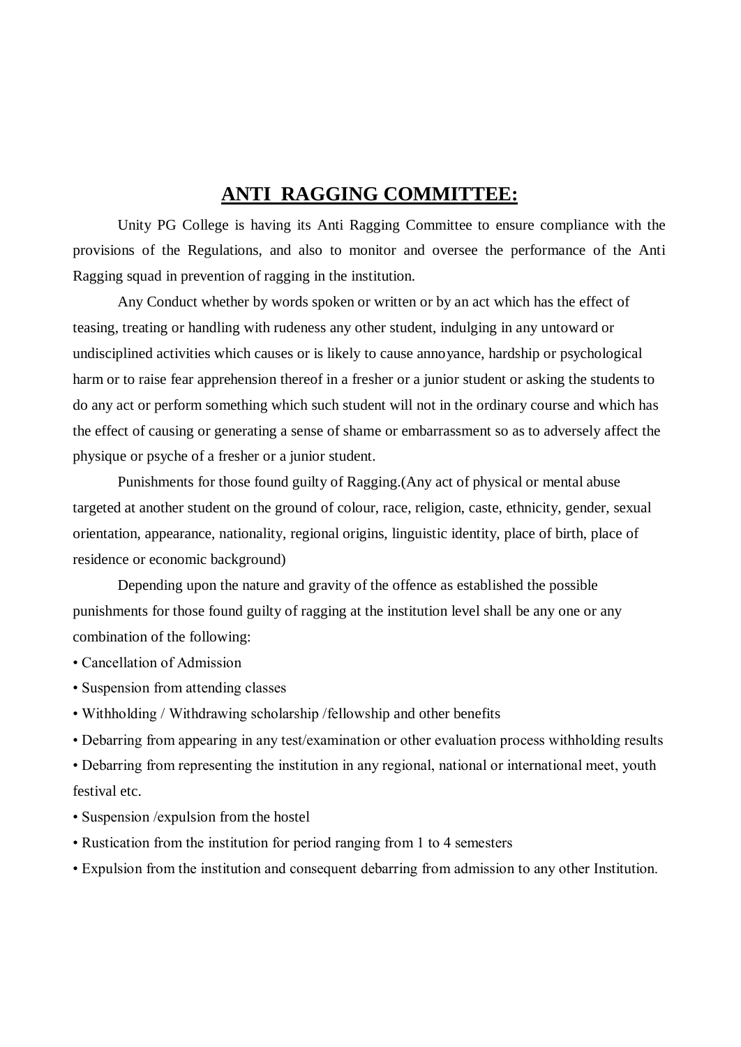# ANTI RAGGING COMMITTEE:

Unity PG College is having its Anti Ragging Committee to ensure compliance with the provisions of the Regulations, and also to monitor and oversee the performance of the Anti Ragging squad in prevention of ragging in the institution.

Any Conduct whether by words spoken or written or by an act which has the effect of teasing, treating or handling with rudeness any other student, indulging in any untoward or undisciplined activities which causes or is likely to cause annoyance, hardship or psychological harm or to raise fear apprehension thereof in a fresher or a junior student or asking the students to do any act or perform something which such student will not in the ordinary course and which has the effect of causing or generating a sense of shame or embarrassment so as to adversely affect the physique or psyche of a fresher or a junior student.

Punishments for those found guilty of Ragging.(Any act of physical or mental abuse targeted at another student on the ground of colour, race, religion, caste, ethnicity, gender, sexual orientation, appearance, nationality, regional origins, linguistic identity, place of birth, place of residence or economic background)

Depending upon the nature and gravity of the offence as established the possible punishments for those found guilty of ragging at the institution level shall be any one or any combination of the following:

- Cancellation of Admission
- Suspension from attending classes
- Withholding / Withdrawing scholarship /fellowship and other benefits
- Debarring from appearing in any test/examination or other evaluation process withholding results
- Debarring from representing the institution in any regional, national or international meet, youth festival etc.
- Suspension /expulsion from the hostel
- Rustication from the institution for period ranging from 1 to 4 semesters
- Expulsion from the institution and consequent debarring from admission to any other Institution.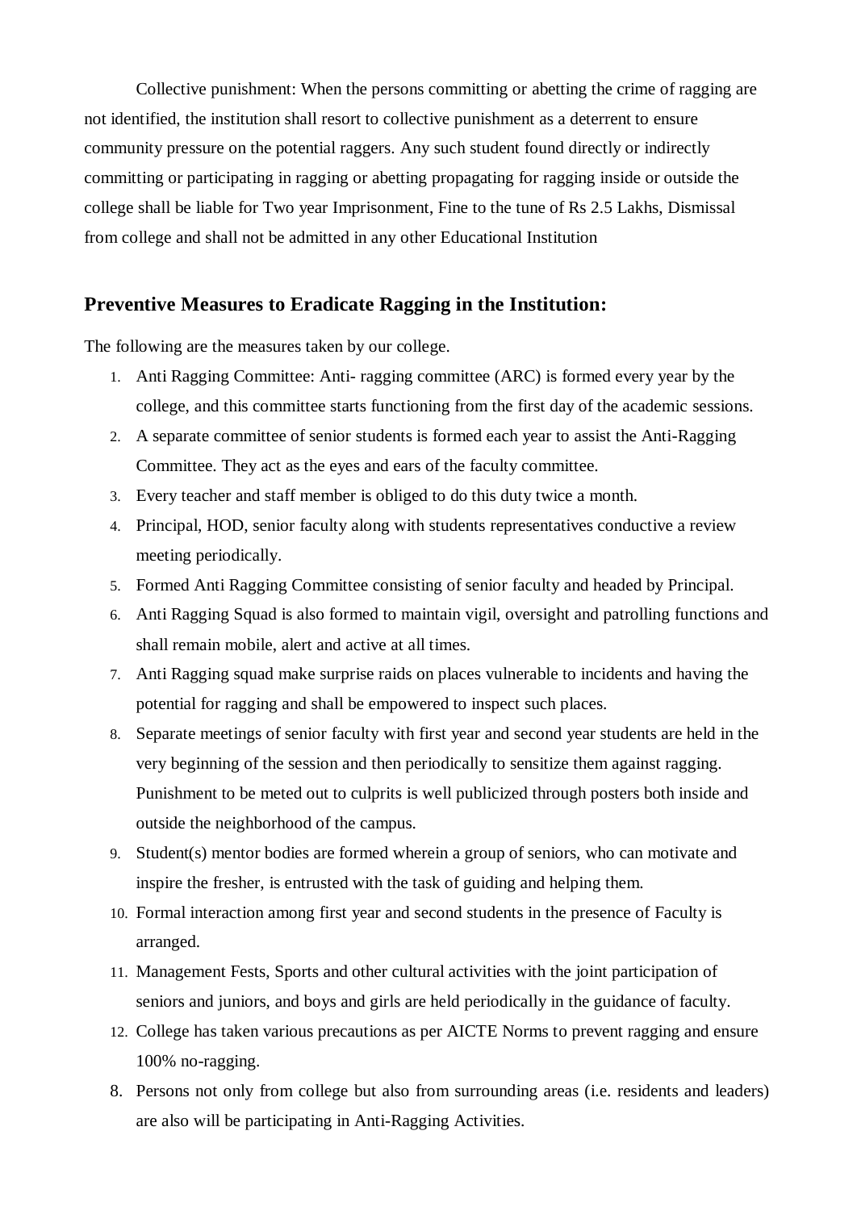Collective punishment: When the persons committing or abetting the crime of ragging are not identified, the institution shall resort to collective punishment as a deterrent to ensure community pressure on the potential raggers. Any such student found directly or indirectly committing or participating in ragging or abetting propagating for ragging inside or outside the college shall be liable for Two year Imprisonment, Fine to the tune of Rs 2.5 Lakhs, Dismissal from college and shall not be admitted in any other Educational Institution

## Preventive Measures to Eradicate Ragging in the Institution:

The following are the measures taken by our college.

1. Anti Ragging Committee: Anti- ragging committee (ARC) is formed every year by the college, and this committee starts functioning from the first day of the academic sessions.
2. A separate committee of senior students is formed each year to assist the Anti-Ragging Committee. They act as the eyes and ears of the faculty committee.
3. Every teacher and staff member is obliged to do this duty twice a month.
4. Principal, HOD, senior faculty along with students representatives conductive a review meeting periodically.
5. Formed Anti Ragging Committee consisting of senior faculty and headed by Principal.
6. Anti Ragging Squad is also formed to maintain vigil, oversight and patrolling functions and shall remain mobile, alert and active at all times.
7. Anti Ragging squad make surprise raids on places vulnerable to incidents and having the potential for ragging and shall be empowered to inspect such places.
8. Separate meetings of senior faculty with first year and second year students are held in the very beginning of the session and then periodically to sensitize them against ragging. Punishment to be meted out to culprits is well publicized through posters both inside and outside the neighborhood of the campus.
9. Student(s) mentor bodies are formed wherein a group of seniors, who can motivate and inspire the fresher, is entrusted with the task of guiding and helping them.
10. Formal interaction among first year and second students in the presence of Faculty is arranged.
11. Management Fests, Sports and other cultural activities with the joint participation of seniors and juniors, and boys and girls are held periodically in the guidance of faculty.
12. College has taken various precautions as per AICTE Norms to prevent ragging and ensure 100% no-ragging.

8. Persons not only from college but also from surrounding areas (i.e. residents and leaders) are also will be participating in Anti-Ragging Activities.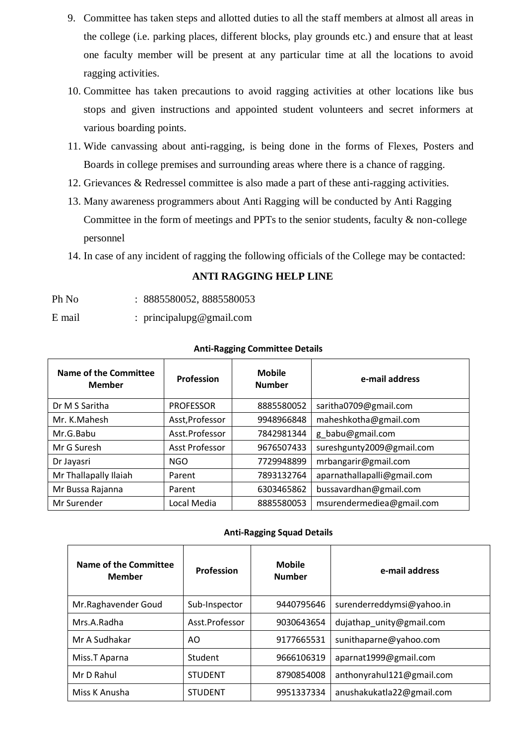9. Committee has taken steps and allotted duties to all the staff members at almost all areas in the college (i.e. parking places, different blocks, play grounds etc.) and ensure that at least one faculty member will be present at any particular time at all the locations to avoid ragging activities.
10. Committee has taken precautions to avoid ragging activities at other locations like bus stops and given instructions and appointed student volunteers and secret informers at various boarding points.
11. Wide canvassing about anti-ragging, is being done in the forms of Flexes, Posters and Boards in college premises and surrounding areas where there is a chance of ragging.
12. Grievances & Redressel committee is also made a part of these anti-ragging activities.
13. Many awareness programmers about Anti Ragging will be conducted by Anti Ragging Committee in the form of meetings and PPTs to the senior students, faculty & non-college personnel
14. In case of any incident of ragging the following officials of the College may be contacted:

## ANTI RAGGING HELP LINE

Ph No : 8885580052, 8885580053

E mail : principalupg@gmail.com

**Anti-Ragging Committee Details**

| Name of the Committee Member | Profession | Mobile Number | e-mail address |
|---|---|---|---|
| Dr M S Saritha | PROFESSOR | 8885580052 | saritha0709@gmail.com |
| Mr. K.Mahesh | Asst,Professor | 9948966848 | maheshkotha@gmail.com |
| Mr.G.Babu | Asst.Professor | 7842981344 | g_babu@gmail.com |
| Mr G Suresh | Asst Professor | 9676507433 | sureshgunty2009@gmail.com |
| Dr Jayasri | NGO | 7729948899 | mrbangarir@gmail.com |
| Mr Thallapally Ilaiah | Parent | 7893132764 | aparnathallapalli@gmail.com |
| Mr Bussa Rajanna | Parent | 6303465862 | bussavardhan@gmail.com |
| Mr Surender | Local Media | 8885580053 | msurendermediea@gmail.com |

**Anti-Ragging Squad Details**

| Name of the Committee Member | Profession | Mobile Number | e-mail address |
|---|---|---|---|
| Mr.Raghavender Goud | Sub-Inspector | 9440795646 | surenderreddymsi@yahoo.in |
| Mrs.A.Radha | Asst.Professor | 9030643654 | dujathap_unity@gmail.com |
| Mr A Sudhakar | AO | 9177665531 | sunithaparne@yahoo.com |
| Miss.T Aparna | Student | 9666106319 | aparnat1999@gmail.com |
| Mr D Rahul | STUDENT | 8790854008 | anthonyrahul121@gmail.com |
| Miss K Anusha | STUDENT | 9951337334 | anushakukatla22@gmail.com |